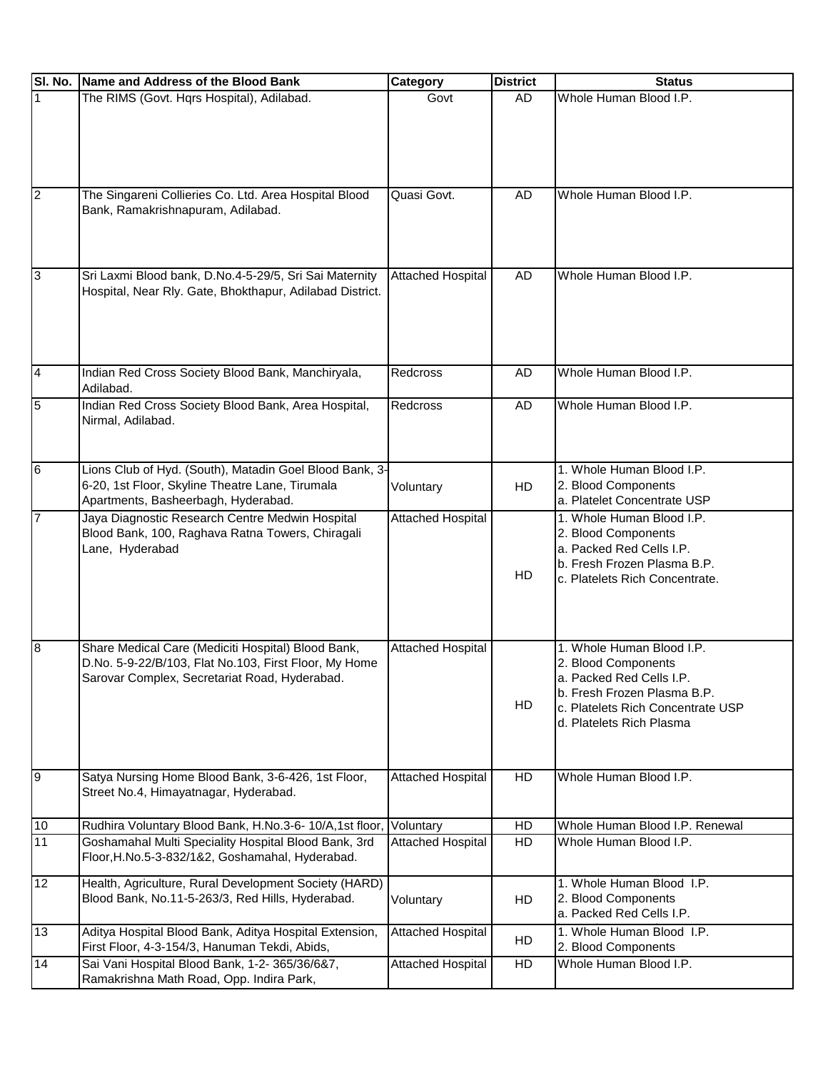| Sl. No. | Name and Address of the Blood Bank | Category | District | Status |
|---|---|---|---|---|
| 1 | The RIMS (Govt. Hqrs Hospital), Adilabad. | Govt | AD | Whole Human Blood I.P. |
| 2 | The Singareni Collieries Co. Ltd. Area Hospital Blood Bank, Ramakrishnapuram, Adilabad. | Quasi Govt. | AD | Whole Human Blood I.P. |
| 3 | Sri Laxmi Blood bank, D.No.4-5-29/5, Sri Sai Maternity Hospital, Near Rly. Gate, Bhokthapur, Adilabad District. | Attached Hospital | AD | Whole Human Blood I.P. |
| 4 | Indian Red Cross Society Blood Bank, Manchiryala, Adilabad. | Redcross | AD | Whole Human Blood I.P. |
| 5 | Indian Red Cross Society Blood Bank, Area Hospital, Nirmal, Adilabad. | Redcross | AD | Whole Human Blood I.P. |
| 6 | Lions Club of Hyd. (South), Matadin Goel Blood Bank, 3-6-20, 1st Floor, Skyline Theatre Lane, Tirumala Apartments, Basheerbagh, Hyderabad. | Voluntary | HD | 1. Whole Human Blood I.P.<br>2. Blood Components<br>a. Platelet Concentrate USP |
| 7 | Jaya Diagnostic Research Centre Medwin Hospital Blood Bank, 100, Raghava Ratna Towers, Chiragali Lane, Hyderabad | Attached Hospital | HD | 1. Whole Human Blood I.P.<br>2. Blood Components<br>a. Packed Red Cells I.P.<br>b. Fresh Frozen Plasma B.P.<br>c. Platelets Rich Concentrate. |
| 8 | Share Medical Care (Mediciti Hospital) Blood Bank, D.No. 5-9-22/B/103, Flat No.103, First Floor, My Home Sarovar Complex, Secretariat Road, Hyderabad. | Attached Hospital | HD | 1. Whole Human Blood I.P.<br>2. Blood Components<br>a. Packed Red Cells I.P.<br>b. Fresh Frozen Plasma B.P.<br>c. Platelets Rich Concentrate USP<br>d. Platelets Rich Plasma |
| 9 | Satya Nursing Home Blood Bank, 3-6-426, 1st Floor, Street No.4, Himayatnagar, Hyderabad. | Attached Hospital | HD | Whole Human Blood I.P. |
| 10 | Rudhira Voluntary Blood Bank, H.No.3-6- 10/A,1st floor, | Voluntary | HD | Whole Human Blood I.P. Renewal |
| 11 | Goshamahal Multi Speciality Hospital Blood Bank, 3rd Floor,H.No.5-3-832/1&2, Goshamahal, Hyderabad. | Attached Hospital | HD | Whole Human Blood I.P. |
| 12 | Health, Agriculture, Rural Development Society (HARD) Blood Bank, No.11-5-263/3, Red Hills, Hyderabad. | Voluntary | HD | 1. Whole Human Blood I.P.<br>2. Blood Components<br>a. Packed Red Cells I.P. |
| 13 | Aditya Hospital Blood Bank, Aditya Hospital Extension, First Floor, 4-3-154/3, Hanuman Tekdi, Abids, | Attached Hospital | HD | 1. Whole Human Blood I.P.<br>2. Blood Components |
| 14 | Sai Vani Hospital Blood Bank, 1-2- 365/36/6&7, Ramakrishna Math Road, Opp. Indira Park, | Attached Hospital | HD | Whole Human Blood I.P. |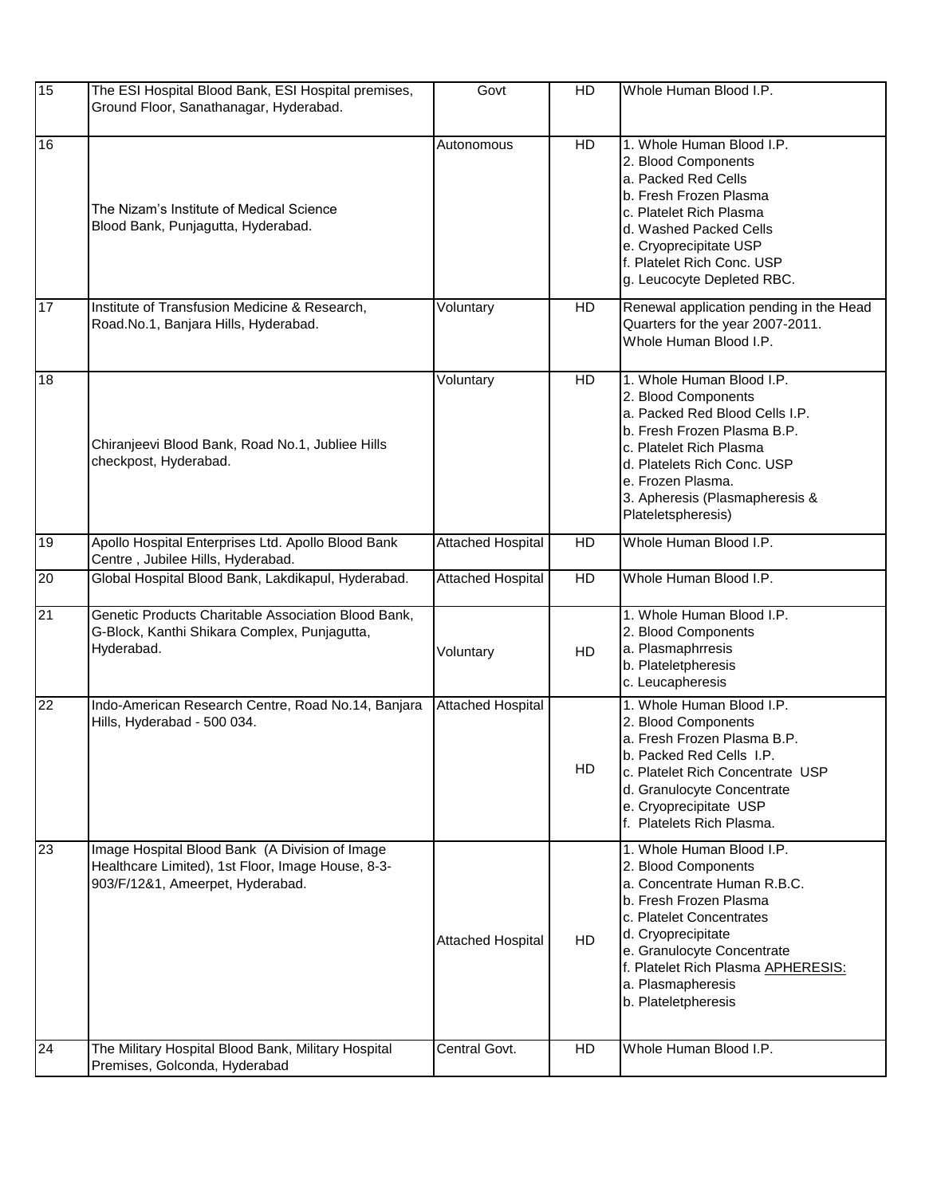| 15 | The ESI Hospital Blood Bank, ESI Hospital premises, Ground Floor, Sanathanagar, Hyderabad. | Govt | HD | Whole Human Blood I.P. |
|---|---|---|---|---|
| 16 | The Nizam's Institute of Medical Science Blood Bank, Punjagutta, Hyderabad. | Autonomous | HD | 1. Whole Human Blood I.P.<br>2. Blood Components<br>a. Packed Red Cells<br>b. Fresh Frozen Plasma<br>c. Platelet Rich Plasma<br>d. Washed Packed Cells<br>e. Cryoprecipitate USP<br>f. Platelet Rich Conc. USP<br>g. Leucocyte Depleted RBC. |
| 17 | Institute of Transfusion Medicine & Research, Road.No.1, Banjara Hills, Hyderabad. | Voluntary | HD | Renewal application pending in the Head Quarters for the year 2007-2011.<br>Whole Human Blood I.P. |
| 18 | Chiranjeevi Blood Bank, Road No.1, Jubliee Hills checkpost, Hyderabad. | Voluntary | HD | 1. Whole Human Blood I.P.<br>2. Blood Components<br>a. Packed Red Blood Cells I.P.<br>b. Fresh Frozen Plasma B.P.<br>c. Platelet Rich Plasma<br>d. Platelets Rich Conc. USP<br>e. Frozen Plasma.<br>3. Apheresis (Plasmapheresis & Plateletspheresis) |
| 19 | Apollo Hospital Enterprises Ltd. Apollo Blood Bank Centre , Jubilee Hills, Hyderabad. | Attached Hospital | HD | Whole Human Blood I.P. |
| 20 | Global Hospital Blood Bank, Lakdikapul, Hyderabad. | Attached Hospital | HD | Whole Human Blood I.P. |
| 21 | Genetic Products Charitable Association Blood Bank, G-Block, Kanthi Shikara Complex, Punjagutta, Hyderabad. | Voluntary | HD | 1. Whole Human Blood I.P.<br>2. Blood Components<br>a. Plasmaphrresis<br>b. Plateletpheresis<br>c. Leucapheresis |
| 22 | Indo-American Research Centre, Road No.14, Banjara Hills, Hyderabad - 500 034. | Attached Hospital | HD | 1. Whole Human Blood I.P.<br>2. Blood Components<br>a. Fresh Frozen Plasma B.P.<br>b. Packed Red Cells I.P.<br>c. Platelet Rich Concentrate USP<br>d. Granulocyte Concentrate<br>e. Cryoprecipitate USP<br>f. Platelets Rich Plasma. |
| 23 | Image Hospital Blood Bank (A Division of Image Healthcare Limited), 1st Floor, Image House, 8-3-903/F/12&1, Ameerpet, Hyderabad. | Attached Hospital | HD | 1. Whole Human Blood I.P.<br>2. Blood Components<br>a. Concentrate Human R.B.C.<br>b. Fresh Frozen Plasma<br>c. Platelet Concentrates<br>d. Cryoprecipitate<br>e. Granulocyte Concentrate<br>f. Platelet Rich Plasma APHERESIS:<br>a. Plasmapheresis<br>b. Plateletpheresis |
| 24 | The Military Hospital Blood Bank, Military Hospital Premises, Golconda, Hyderabad | Central Govt. | HD | Whole Human Blood I.P. |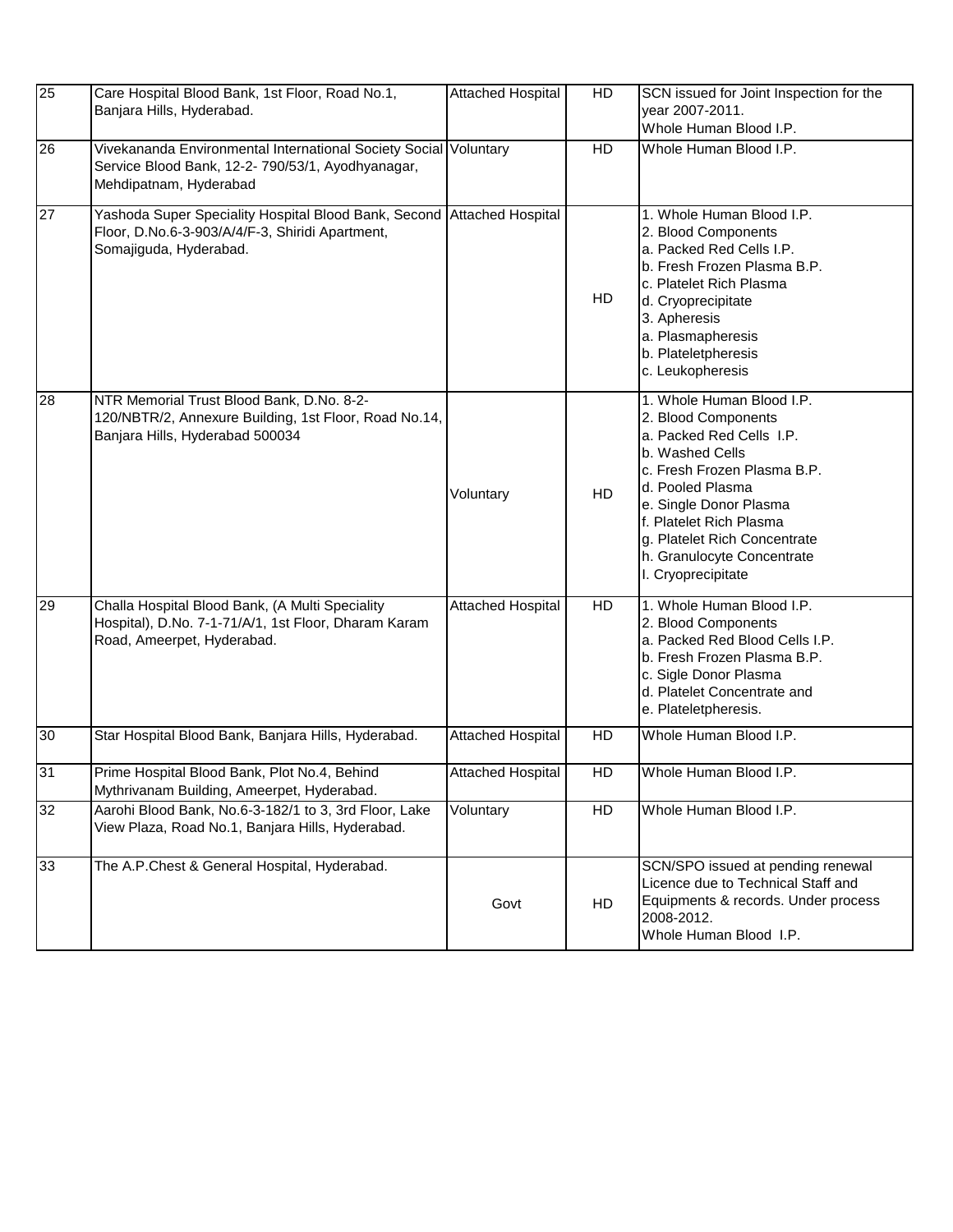| 25 | Care Hospital Blood Bank, 1st Floor, Road No.1, Banjara Hills, Hyderabad. | Attached Hospital | HD | SCN issued for Joint Inspection for the year 2007-2011.<br>Whole Human Blood I.P. |
|---|---|---|---|---|
| 26 | Vivekananda Environmental International Society Social Service Blood Bank, 12-2- 790/53/1, Ayodhyanagar, Mehdipatnam, Hyderabad | Voluntary | HD | Whole Human Blood I.P. |
| 27 | Yashoda Super Speciality Hospital Blood Bank, Second Floor, D.No.6-3-903/A/4/F-3, Shiridi Apartment, Somajiguda, Hyderabad. | Attached Hospital | HD | 1. Whole Human Blood I.P.<br>2. Blood Components<br>a. Packed Red Cells I.P.<br>b. Fresh Frozen Plasma B.P.<br>c. Platelet Rich Plasma<br>d. Cryoprecipitate<br>3. Apheresis<br>a. Plasmapheresis<br>b. Plateletpheresis<br>c. Leukopheresis |
| 28 | NTR Memorial Trust Blood Bank, D.No. 8-2-120/NBTR/2, Annexure Building, 1st Floor, Road No.14, Banjara Hills, Hyderabad 500034 | Voluntary | HD | 1. Whole Human Blood I.P.<br>2. Blood Components<br>a. Packed Red Cells I.P.<br>b. Washed Cells<br>c. Fresh Frozen Plasma B.P.<br>d. Pooled Plasma<br>e. Single Donor Plasma<br>f. Platelet Rich Plasma<br>g. Platelet Rich Concentrate<br>h. Granulocyte Concentrate<br>I. Cryoprecipitate |
| 29 | Challa Hospital Blood Bank, (A Multi Speciality Hospital), D.No. 7-1-71/A/1, 1st Floor, Dharam Karam Road, Ameerpet, Hyderabad. | Attached Hospital | HD | 1. Whole Human Blood I.P.<br>2. Blood Components<br>a. Packed Red Blood Cells I.P.<br>b. Fresh Frozen Plasma B.P.<br>c. Sigle Donor Plasma<br>d. Platelet Concentrate and<br>e. Plateletpheresis. |
| 30 | Star Hospital Blood Bank, Banjara Hills, Hyderabad. | Attached Hospital | HD | Whole Human Blood I.P. |
| 31 | Prime Hospital Blood Bank, Plot No.4, Behind Mythrivanam Building, Ameerpet, Hyderabad. | Attached Hospital | HD | Whole Human Blood I.P. |
| 32 | Aarohi Blood Bank, No.6-3-182/1 to 3, 3rd Floor, Lake View Plaza, Road No.1, Banjara Hills, Hyderabad. | Voluntary | HD | Whole Human Blood I.P. |
| 33 | The A.P.Chest & General Hospital, Hyderabad. | Govt | HD | SCN/SPO issued at pending renewal Licence due to Technical Staff and Equipments & records. Under process 2008-2012.<br>Whole Human Blood I.P. |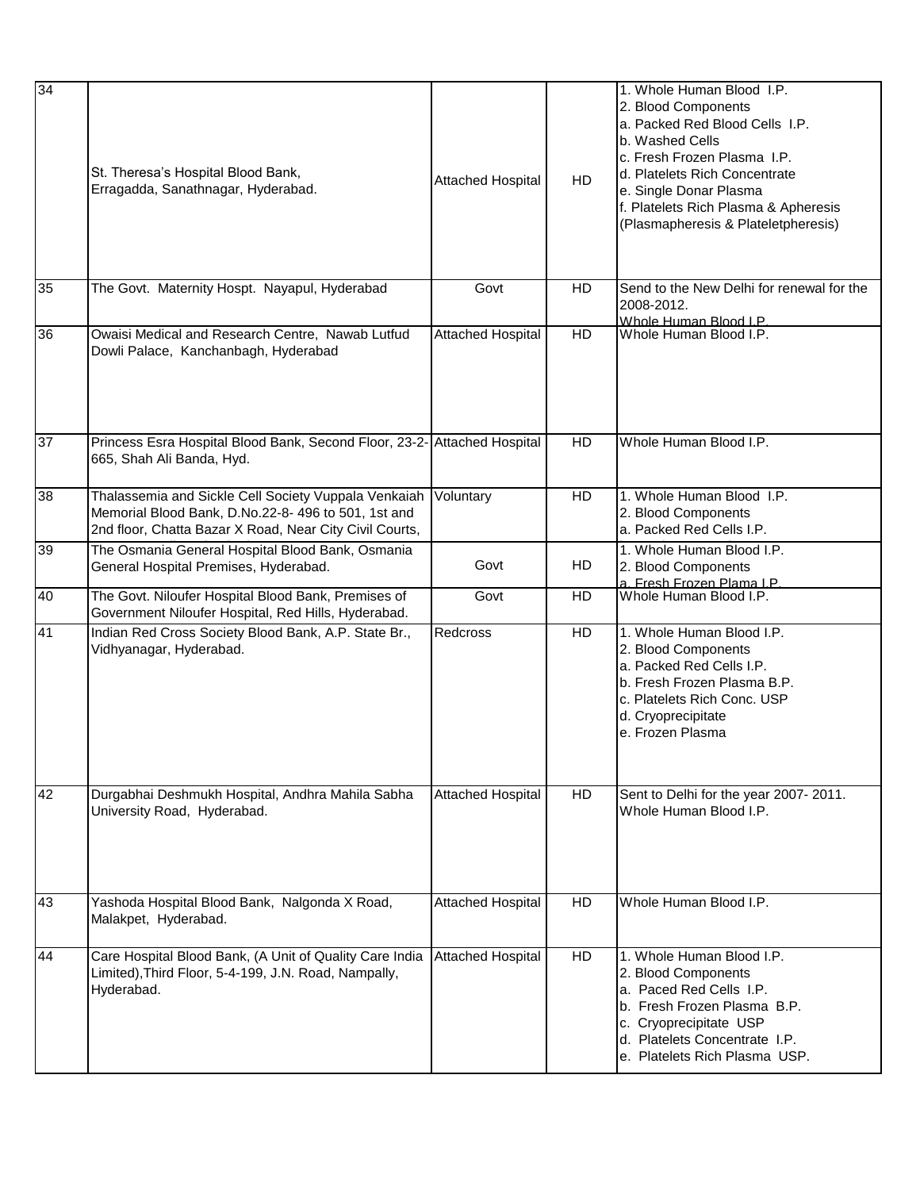| 34 | St. Theresa's Hospital Blood Bank, Erragadda, Sanathnagar, Hyderabad. | Attached Hospital | HD | 1. Whole Human Blood I.P.<br>2. Blood Components<br>a. Packed Red Blood Cells I.P.<br>b. Washed Cells<br>c. Fresh Frozen Plasma I.P.<br>d. Platelets Rich Concentrate<br>e. Single Donar Plasma<br>f. Platelets Rich Plasma & Apheresis (Plasmapheresis & Plateletpheresis) |
|---|---|---|---|---|
| 35 | The Govt. Maternity Hospt. Nayapul, Hyderabad | Govt | HD | Send to the New Delhi for renewal for the 2008-2012.<br>Whole Human Blood I.P. |
| 36 | Owaisi Medical and Research Centre, Nawab Lutfud Dowli Palace, Kanchanbagh, Hyderabad | Attached Hospital | HD | Whole Human Blood I.P. |
| 37 | Princess Esra Hospital Blood Bank, Second Floor, 23-2-665, Shah Ali Banda, Hyd. | Attached Hospital | HD | Whole Human Blood I.P. |
| 38 | Thalassemia and Sickle Cell Society Vuppala Venkaiah Memorial Blood Bank, D.No.22-8- 496 to 501, 1st and 2nd floor, Chatta Bazar X Road, Near City Civil Courts, | Voluntary | HD | 1. Whole Human Blood I.P.<br>2. Blood Components<br>a. Packed Red Cells I.P. |
| 39 | The Osmania General Hospital Blood Bank, Osmania General Hospital Premises, Hyderabad. | Govt | HD | 1. Whole Human Blood I.P.<br>2. Blood Components<br>a. Fresh Frozen Plama I.P. |
| 40 | The Govt. Niloufer Hospital Blood Bank, Premises of Government Niloufer Hospital, Red Hills, Hyderabad. | Govt | HD | Whole Human Blood I.P. |
| 41 | Indian Red Cross Society Blood Bank, A.P. State Br., Vidhyanagar, Hyderabad. | Redcross | HD | 1. Whole Human Blood I.P.<br>2. Blood Components<br>a. Packed Red Cells I.P.<br>b. Fresh Frozen Plasma B.P.<br>c. Platelets Rich Conc. USP<br>d. Cryoprecipitate<br>e. Frozen Plasma |
| 42 | Durgabhai Deshmukh Hospital, Andhra Mahila Sabha University Road, Hyderabad. | Attached Hospital | HD | Sent to Delhi for the year 2007- 2011.<br>Whole Human Blood I.P. |
| 43 | Yashoda Hospital Blood Bank, Nalgonda X Road, Malakpet, Hyderabad. | Attached Hospital | HD | Whole Human Blood I.P. |
| 44 | Care Hospital Blood Bank, (A Unit of Quality Care India Limited),Third Floor, 5-4-199, J.N. Road, Nampally, Hyderabad. | Attached Hospital | HD | 1. Whole Human Blood I.P.<br>2. Blood Components<br>a. Paced Red Cells I.P.<br>b. Fresh Frozen Plasma B.P.<br>c. Cryoprecipitate USP<br>d. Platelets Concentrate I.P.<br>e. Platelets Rich Plasma USP. |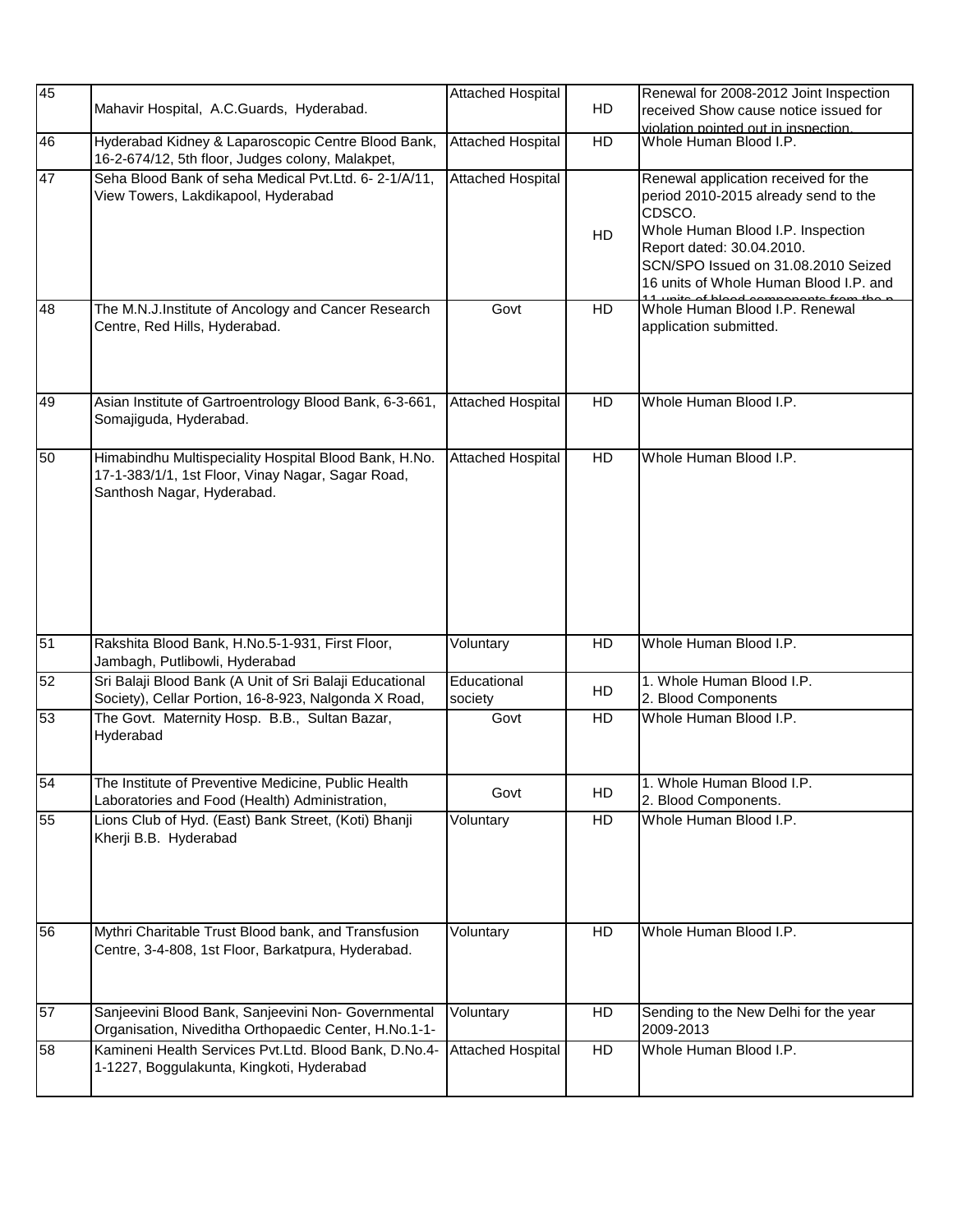| 45 | Mahavir Hospital, A.C.Guards, Hyderabad. | Attached Hospital | HD | Renewal for 2008-2012 Joint Inspection received Show cause notice issued for violation pointed out in inspection. |
|---|---|---|---|---|
| 46 | Hyderabad Kidney & Laparoscopic Centre Blood Bank, 16-2-674/12, 5th floor, Judges colony, Malakpet, | Attached Hospital | HD | Whole Human Blood I.P. |
| 47 | Seha Blood Bank of seha Medical Pvt.Ltd. 6- 2-1/A/11, View Towers, Lakdikapool, Hyderabad | Attached Hospital | HD | Renewal application received for the period 2010-2015 already send to the CDSCO. Whole Human Blood I.P. Inspection Report dated: 30.04.2010. SCN/SPO Issued on 31.08.2010 Seized 16 units of Whole Human Blood I.P. and 11 units of blood components from the p |
| 48 | The M.N.J.Institute of Ancology and Cancer Research Centre, Red Hills, Hyderabad. | Govt | HD | Whole Human Blood I.P. Renewal application submitted. |
| 49 | Asian Institute of Gartroentrology Blood Bank, 6-3-661, Somajiguda, Hyderabad. | Attached Hospital | HD | Whole Human Blood I.P. |
| 50 | Himabindhu Multispeciality Hospital Blood Bank, H.No. 17-1-383/1/1, 1st Floor, Vinay Nagar, Sagar Road, Santhosh Nagar, Hyderabad. | Attached Hospital | HD | Whole Human Blood I.P. |
| 51 | Rakshita Blood Bank, H.No.5-1-931, First Floor, Jambagh, Putlibowli, Hyderabad | Voluntary | HD | Whole Human Blood I.P. |
| 52 | Sri Balaji Blood Bank (A Unit of Sri Balaji Educational Society), Cellar Portion, 16-8-923, Nalgonda X Road, | Educational society | HD | 1. Whole Human Blood I.P.<br>2. Blood Components |
| 53 | The Govt. Maternity Hosp. B.B., Sultan Bazar, Hyderabad | Govt | HD | Whole Human Blood I.P. |
| 54 | The Institute of Preventive Medicine, Public Health Laboratories and Food (Health) Administration, | Govt | HD | 1. Whole Human Blood I.P.<br>2. Blood Components. |
| 55 | Lions Club of Hyd. (East) Bank Street, (Koti) Bhanji Kherji B.B. Hyderabad | Voluntary | HD | Whole Human Blood I.P. |
| 56 | Mythri Charitable Trust Blood bank, and Transfusion Centre, 3-4-808, 1st Floor, Barkatpura, Hyderabad. | Voluntary | HD | Whole Human Blood I.P. |
| 57 | Sanjeevini Blood Bank, Sanjeevini Non- Governmental Organisation, Niveditha Orthopaedic Center, H.No.1-1- | Voluntary | HD | Sending to the New Delhi for the year 2009-2013 |
| 58 | Kamineni Health Services Pvt.Ltd. Blood Bank, D.No.4-1-1227, Boggulakunta, Kingkoti, Hyderabad | Attached Hospital | HD | Whole Human Blood I.P. |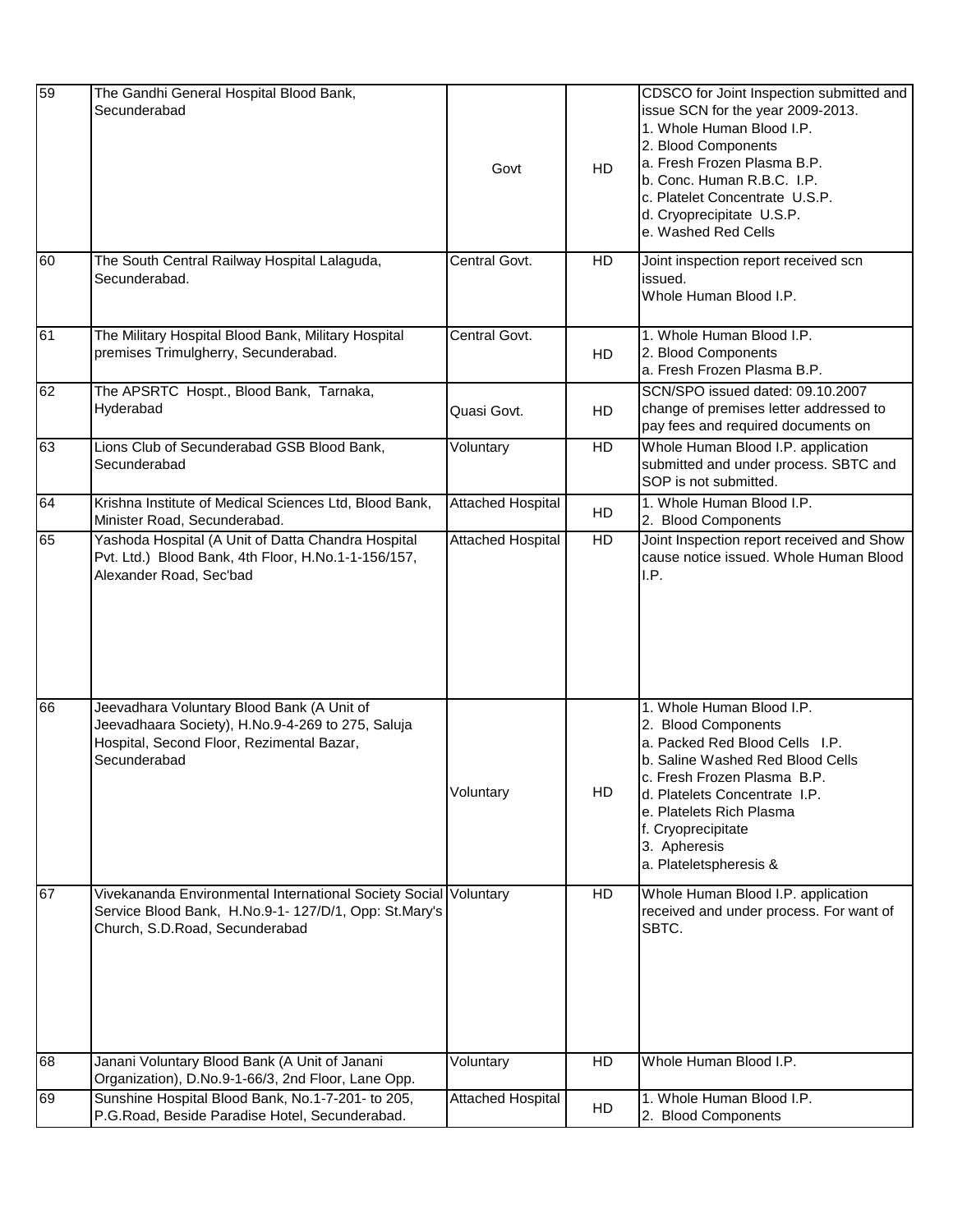| 59 | The Gandhi General Hospital Blood Bank, Secunderabad | Govt | HD | CDSCO for Joint Inspection submitted and issue SCN for the year 2009-2013.<br>1. Whole Human Blood I.P.<br>2. Blood Components<br>a. Fresh Frozen Plasma B.P.<br>b. Conc. Human R.B.C. I.P.<br>c. Platelet Concentrate U.S.P.<br>d. Cryoprecipitate U.S.P.<br>e. Washed Red Cells |
|---|---|---|---|---|
| 60 | The South Central Railway Hospital Lalaguda, Secunderabad. | Central Govt. | HD | Joint inspection report received scn issued.<br>Whole Human Blood I.P. |
| 61 | The Military Hospital Blood Bank, Military Hospital premises Trimulgherry, Secunderabad. | Central Govt. | HD | 1. Whole Human Blood I.P.<br>2. Blood Components<br>a. Fresh Frozen Plasma B.P. |
| 62 | The APSRTC Hospt., Blood Bank, Tarnaka, Hyderabad | Quasi Govt. | HD | SCN/SPO issued dated: 09.10.2007 change of premises letter addressed to pay fees and required documents on |
| 63 | Lions Club of Secunderabad GSB Blood Bank, Secunderabad | Voluntary | HD | Whole Human Blood I.P. application submitted and under process. SBTC and SOP is not submitted. |
| 64 | Krishna Institute of Medical Sciences Ltd, Blood Bank, Minister Road, Secunderabad. | Attached Hospital | HD | 1. Whole Human Blood I.P.<br>2. Blood Components |
| 65 | Yashoda Hospital (A Unit of Datta Chandra Hospital Pvt. Ltd.) Blood Bank, 4th Floor, H.No.1-1-156/157, Alexander Road, Sec'bad | Attached Hospital | HD | Joint Inspection report received and Show cause notice issued. Whole Human Blood I.P. |
| 66 | Jeevadhara Voluntary Blood Bank (A Unit of Jeevadhaara Society), H.No.9-4-269 to 275, Saluja Hospital, Second Floor, Rezimental Bazar, Secunderabad | Voluntary | HD | 1. Whole Human Blood I.P.<br>2. Blood Components<br>a. Packed Red Blood Cells I.P.<br>b. Saline Washed Red Blood Cells<br>c. Fresh Frozen Plasma B.P.<br>d. Platelets Concentrate I.P.<br>e. Platelets Rich Plasma<br>f. Cryoprecipitate<br>3. Apheresis<br>a. Plateletspheresis & |
| 67 | Vivekananda Environmental International Society Social Service Blood Bank, H.No.9-1- 127/D/1, Opp: St.Mary's Church, S.D.Road, Secunderabad | Voluntary | HD | Whole Human Blood I.P. application received and under process. For want of SBTC. |
| 68 | Janani Voluntary Blood Bank (A Unit of Janani Organization), D.No.9-1-66/3, 2nd Floor, Lane Opp. | Voluntary | HD | Whole Human Blood I.P. |
| 69 | Sunshine Hospital Blood Bank, No.1-7-201- to 205, P.G.Road, Beside Paradise Hotel, Secunderabad. | Attached Hospital | HD | 1. Whole Human Blood I.P.<br>2. Blood Components |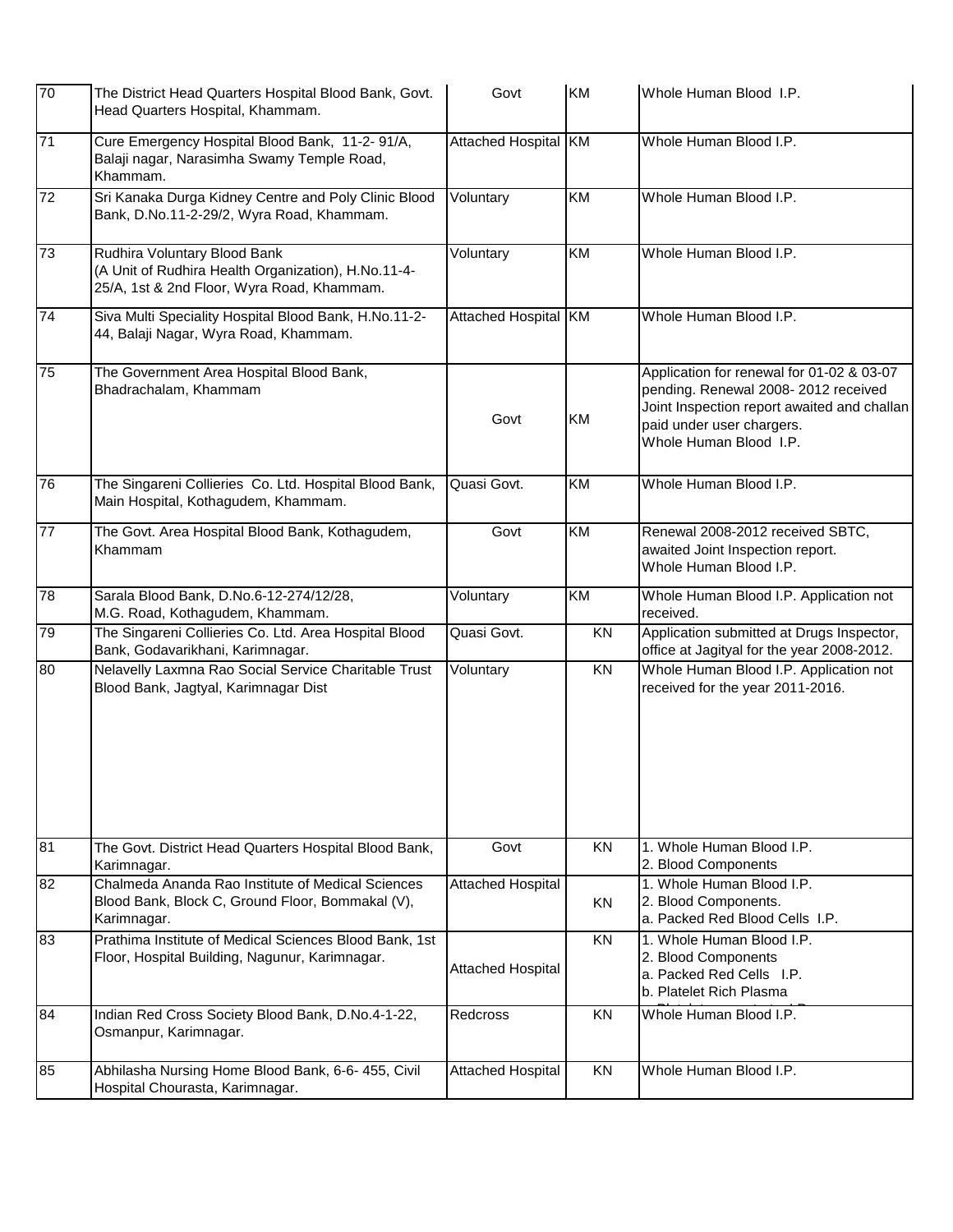| | | | | |
|---|---|---|---|---|
| 70 | The District Head Quarters Hospital Blood Bank, Govt. Head Quarters Hospital, Khammam. | Govt | KM | Whole Human Blood I.P. |
| 71 | Cure Emergency Hospital Blood Bank, 11-2- 91/A, Balaji nagar, Narasimha Swamy Temple Road, Khammam. | Attached Hospital | KM | Whole Human Blood I.P. |
| 72 | Sri Kanaka Durga Kidney Centre and Poly Clinic Blood Bank, D.No.11-2-29/2, Wyra Road, Khammam. | Voluntary | KM | Whole Human Blood I.P. |
| 73 | Rudhira Voluntary Blood Bank (A Unit of Rudhira Health Organization), H.No.11-4-25/A, 1st & 2nd Floor, Wyra Road, Khammam. | Voluntary | KM | Whole Human Blood I.P. |
| 74 | Siva Multi Speciality Hospital Blood Bank, H.No.11-2-44, Balaji Nagar, Wyra Road, Khammam. | Attached Hospital | KM | Whole Human Blood I.P. |
| 75 | The Government Area Hospital Blood Bank, Bhadrachalam, Khammam | Govt | KM | Application for renewal for 01-02 & 03-07 pending. Renewal 2008- 2012 received Joint Inspection report awaited and challan paid under user chargers. Whole Human Blood I.P. |
| 76 | The Singareni Collieries Co. Ltd. Hospital Blood Bank, Main Hospital, Kothagudem, Khammam. | Quasi Govt. | KM | Whole Human Blood I.P. |
| 77 | The Govt. Area Hospital Blood Bank, Kothagudem, Khammam | Govt | KM | Renewal 2008-2012 received SBTC, awaited Joint Inspection report. Whole Human Blood I.P. |
| 78 | Sarala Blood Bank, D.No.6-12-274/12/28, M.G. Road, Kothagudem, Khammam. | Voluntary | KM | Whole Human Blood I.P. Application not received. |
| 79 | The Singareni Collieries Co. Ltd. Area Hospital Blood Bank, Godavarikhani, Karimnagar. | Quasi Govt. | KN | Application submitted at Drugs Inspector, office at Jagityal for the year 2008-2012. |
| 80 | Nelavelly Laxmna Rao Social Service Charitable Trust Blood Bank, Jagtyal, Karimnagar Dist | Voluntary | KN | Whole Human Blood I.P. Application not received for the year 2011-2016. |
| 81 | The Govt. District Head Quarters Hospital Blood Bank, Karimnagar. | Govt | KN | 1. Whole Human Blood I.P.<br>2. Blood Components |
| 82 | Chalmeda Ananda Rao Institute of Medical Sciences Blood Bank, Block C, Ground Floor, Bommakal (V), Karimnagar. | Attached Hospital | KN | 1. Whole Human Blood I.P.<br>2. Blood Components.<br>a. Packed Red Blood Cells I.P. |
| 83 | Prathima Institute of Medical Sciences Blood Bank, 1st Floor, Hospital Building, Nagunur, Karimnagar. | Attached Hospital | KN | 1. Whole Human Blood I.P.<br>2. Blood Components<br>a. Packed Red Cells I.P.<br>b. Platelet Rich Plasma |
| 84 | Indian Red Cross Society Blood Bank, D.No.4-1-22, Osmanpur, Karimnagar. | Redcross | KN | Whole Human Blood I.P. |
| 85 | Abhilasha Nursing Home Blood Bank, 6-6- 455, Civil Hospital Chourasta, Karimnagar. | Attached Hospital | KN | Whole Human Blood I.P. |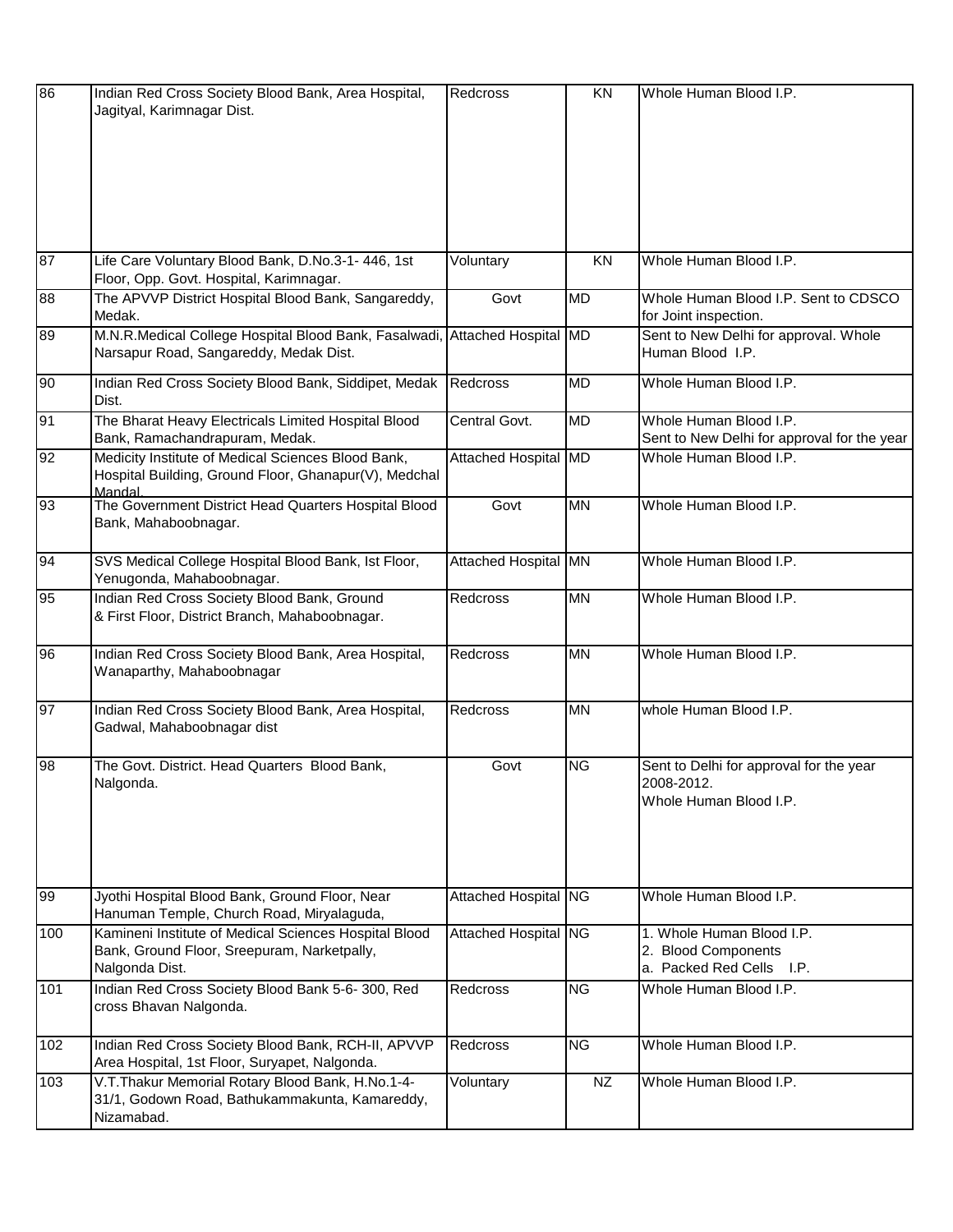| 86 | Indian Red Cross Society Blood Bank, Area Hospital, Jagityal, Karimnagar Dist. | Redcross | KN | Whole Human Blood I.P. |
|---|---|---|---|---|
| 87 | Life Care Voluntary Blood Bank, D.No.3-1- 446, 1st Floor, Opp. Govt. Hospital, Karimnagar. | Voluntary | KN | Whole Human Blood I.P. |
| 88 | The APVVP District Hospital Blood Bank, Sangareddy, Medak. | Govt | MD | Whole Human Blood I.P. Sent to CDSCO for Joint inspection. |
| 89 | M.N.R.Medical College Hospital Blood Bank, Fasalwadi, Narsapur Road, Sangareddy, Medak Dist. | Attached Hospital | MD | Sent to New Delhi for approval. Whole Human Blood I.P. |
| 90 | Indian Red Cross Society Blood Bank, Siddipet, Medak Dist. | Redcross | MD | Whole Human Blood I.P. |
| 91 | The Bharat Heavy Electricals Limited Hospital Blood Bank, Ramachandrapuram, Medak. | Central Govt. | MD | Whole Human Blood I.P.<br>Sent to New Delhi for approval for the year |
| 92 | Medicity Institute of Medical Sciences Blood Bank, Hospital Building, Ground Floor, Ghanapur(V), Medchal Mandal. | Attached Hospital | MD | Whole Human Blood I.P. |
| 93 | The Government District Head Quarters Hospital Blood Bank, Mahaboobnagar. | Govt | MN | Whole Human Blood I.P. |
| 94 | SVS Medical College Hospital Blood Bank, Ist Floor, Yenugonda, Mahaboobnagar. | Attached Hospital | MN | Whole Human Blood I.P. |
| 95 | Indian Red Cross Society Blood Bank, Ground & First Floor, District Branch, Mahaboobnagar. | Redcross | MN | Whole Human Blood I.P. |
| 96 | Indian Red Cross Society Blood Bank, Area Hospital, Wanaparthy, Mahaboobnagar | Redcross | MN | Whole Human Blood I.P. |
| 97 | Indian Red Cross Society Blood Bank, Area Hospital, Gadwal, Mahaboobnagar dist | Redcross | MN | whole Human Blood I.P. |
| 98 | The Govt. District. Head Quarters Blood Bank, Nalgonda. | Govt | NG | Sent to Delhi for approval for the year 2008-2012.<br>Whole Human Blood I.P. |
| 99 | Jyothi Hospital Blood Bank, Ground Floor, Near Hanuman Temple, Church Road, Miryalaguda, | Attached Hospital | NG | Whole Human Blood I.P. |
| 100 | Kamineni Institute of Medical Sciences Hospital Blood Bank, Ground Floor, Sreepuram, Narketpally, Nalgonda Dist. | Attached Hospital | NG | 1. Whole Human Blood I.P.<br>2. Blood Components<br>a. Packed Red Cells I.P. |
| 101 | Indian Red Cross Society Blood Bank 5-6- 300, Red cross Bhavan Nalgonda. | Redcross | NG | Whole Human Blood I.P. |
| 102 | Indian Red Cross Society Blood Bank, RCH-II, APVVP Area Hospital, 1st Floor, Suryapet, Nalgonda. | Redcross | NG | Whole Human Blood I.P. |
| 103 | V.T.Thakur Memorial Rotary Blood Bank, H.No.1-4-31/1, Godown Road, Bathukammakunta, Kamareddy, Nizamabad. | Voluntary | NZ | Whole Human Blood I.P. |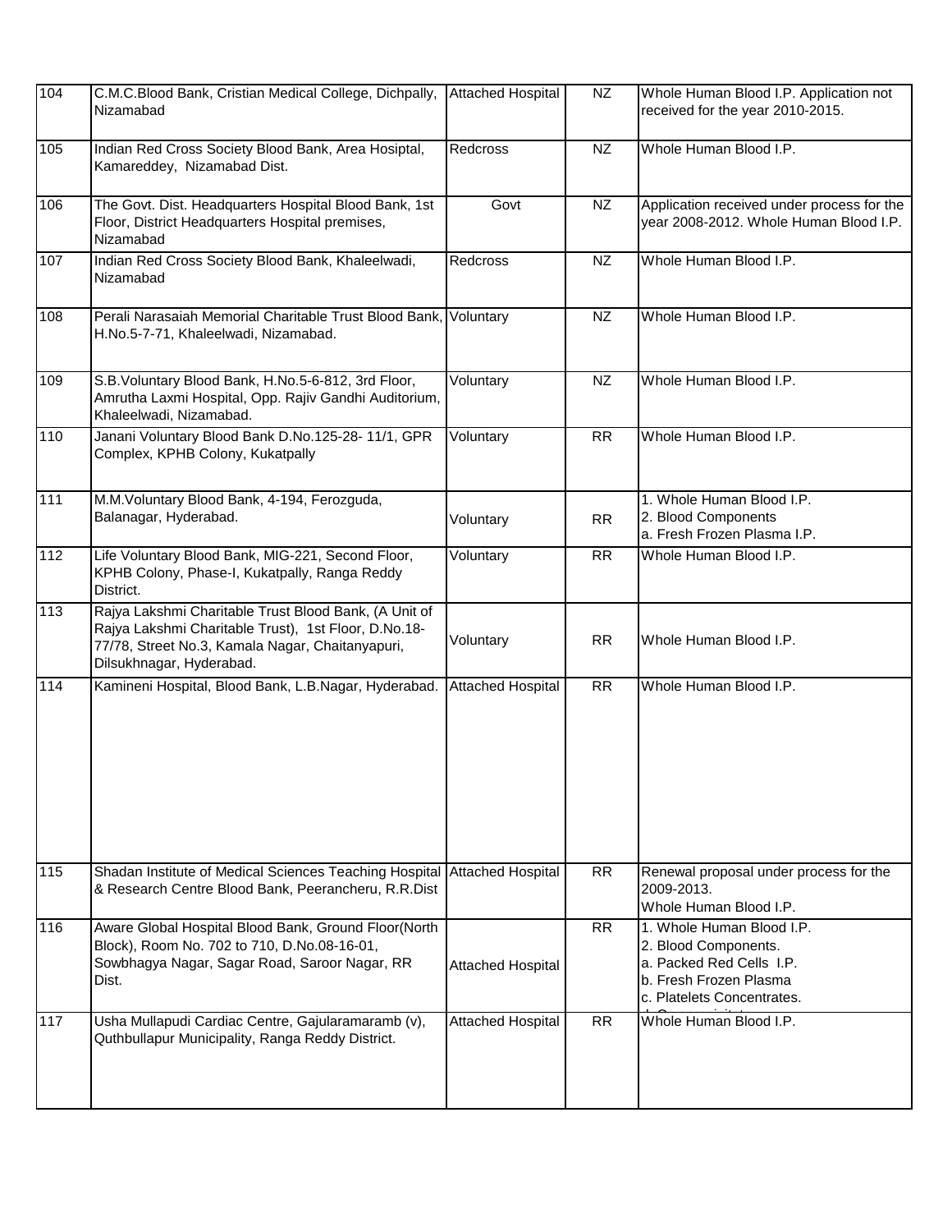| 104 | C.M.C.Blood Bank, Cristian Medical College, Dichpally, Nizamabad | Attached Hospital | NZ | Whole Human Blood I.P. Application not received for the year 2010-2015. |
|---|---|---|---|---|
| 105 | Indian Red Cross Society Blood Bank, Area Hosiptal, Kamareddey, Nizamabad Dist. | Redcross | NZ | Whole Human Blood I.P. |
| 106 | The Govt. Dist. Headquarters Hospital Blood Bank, 1st Floor, District Headquarters Hospital premises, Nizamabad | Govt | NZ | Application received under process for the year 2008-2012. Whole Human Blood I.P. |
| 107 | Indian Red Cross Society Blood Bank, Khaleelwadi, Nizamabad | Redcross | NZ | Whole Human Blood I.P. |
| 108 | Perali Narasaiah Memorial Charitable Trust Blood Bank, H.No.5-7-71, Khaleelwadi, Nizamabad. | Voluntary | NZ | Whole Human Blood I.P. |
| 109 | S.B.Voluntary Blood Bank, H.No.5-6-812, 3rd Floor, Amrutha Laxmi Hospital, Opp. Rajiv Gandhi Auditorium, Khaleelwadi, Nizamabad. | Voluntary | NZ | Whole Human Blood I.P. |
| 110 | Janani Voluntary Blood Bank D.No.125-28- 11/1, GPR Complex, KPHB Colony, Kukatpally | Voluntary | RR | Whole Human Blood I.P. |
| 111 | M.M.Voluntary Blood Bank, 4-194, Ferozguda, Balanagar, Hyderabad. | Voluntary | RR | 1. Whole Human Blood I.P.<br>2. Blood Components<br>a. Fresh Frozen Plasma I.P. |
| 112 | Life Voluntary Blood Bank, MIG-221, Second Floor, KPHB Colony, Phase-I, Kukatpally, Ranga Reddy District. | Voluntary | RR | Whole Human Blood I.P. |
| 113 | Rajya Lakshmi Charitable Trust Blood Bank, (A Unit of Rajya Lakshmi Charitable Trust), 1st Floor, D.No.18-77/78, Street No.3, Kamala Nagar, Chaitanyapuri, Dilsukhnagar, Hyderabad. | Voluntary | RR | Whole Human Blood I.P. |
| 114 | Kamineni Hospital, Blood Bank, L.B.Nagar, Hyderabad. | Attached Hospital | RR | Whole Human Blood I.P. |
| 115 | Shadan Institute of Medical Sciences Teaching Hospital & Research Centre Blood Bank, Peerancheru, R.R.Dist | Attached Hospital | RR | Renewal proposal under process for the 2009-2013.<br>Whole Human Blood I.P. |
| 116 | Aware Global Hospital Blood Bank, Ground Floor(North Block), Room No. 702 to 710, D.No.08-16-01, Sowbhagya Nagar, Sagar Road, Saroor Nagar, RR Dist. | Attached Hospital | RR | 1. Whole Human Blood I.P.<br>2. Blood Components.<br>a. Packed Red Cells I.P.<br>b. Fresh Frozen Plasma<br>c. Platelets Concentrates. |
| 117 | Usha Mullapudi Cardiac Centre, Gajularamaramb (v), Quthbullapur Municipality, Ranga Reddy District. | Attached Hospital | RR | Whole Human Blood I.P. |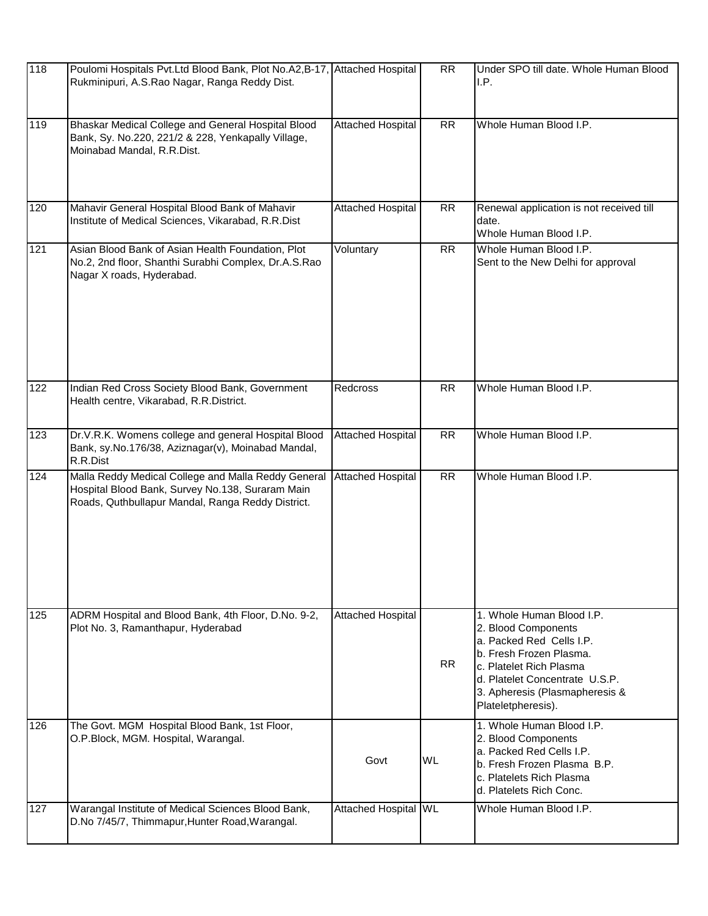| | | | | |
|---|---|---|---|---|
| 118 | Poulomi Hospitals Pvt.Ltd Blood Bank, Plot No.A2,B-17, Rukminipuri, A.S.Rao Nagar, Ranga Reddy Dist. | Attached Hospital | RR | Under SPO till date. Whole Human Blood I.P. |
| 119 | Bhaskar Medical College and General Hospital Blood Bank, Sy. No.220, 221/2 & 228, Yenkapally Village, Moinabad Mandal, R.R.Dist. | Attached Hospital | RR | Whole Human Blood I.P. |
| 120 | Mahavir General Hospital Blood Bank of Mahavir Institute of Medical Sciences, Vikarabad, R.R.Dist | Attached Hospital | RR | Renewal application is not received till date.<br>Whole Human Blood I.P. |
| 121 | Asian Blood Bank of Asian Health Foundation, Plot No.2, 2nd floor, Shanthi Surabhi Complex, Dr.A.S.Rao Nagar X roads, Hyderabad. | Voluntary | RR | Whole Human Blood I.P.<br>Sent to the New Delhi for approval |
| 122 | Indian Red Cross Society Blood Bank, Government Health centre, Vikarabad, R.R.District. | Redcross | RR | Whole Human Blood I.P. |
| 123 | Dr.V.R.K. Womens college and general Hospital Blood Bank, sy.No.176/38, Aziznagar(v), Moinabad Mandal, R.R.Dist | Attached Hospital | RR | Whole Human Blood I.P. |
| 124 | Malla Reddy Medical College and Malla Reddy General Hospital Blood Bank, Survey No.138, Suraram Main Roads, Quthbullapur Mandal, Ranga Reddy District. | Attached Hospital | RR | Whole Human Blood I.P. |
| 125 | ADRM Hospital and Blood Bank, 4th Floor, D.No. 9-2, Plot No. 3, Ramanthapur, Hyderabad | Attached Hospital | RR | 1. Whole Human Blood I.P.<br>2. Blood Components<br>a. Packed Red Cells I.P.<br>b. Fresh Frozen Plasma.<br>c. Platelet Rich Plasma<br>d. Platelet Concentrate U.S.P.<br>3. Apheresis (Plasmapheresis & Plateletpheresis). |
| 126 | The Govt. MGM Hospital Blood Bank, 1st Floor, O.P.Block, MGM. Hospital, Warangal. | Govt | WL | 1. Whole Human Blood I.P.<br>2. Blood Components<br>a. Packed Red Cells I.P.<br>b. Fresh Frozen Plasma B.P.<br>c. Platelets Rich Plasma<br>d. Platelets Rich Conc. |
| 127 | Warangal Institute of Medical Sciences Blood Bank, D.No 7/45/7, Thimmapur,Hunter Road,Warangal. | Attached Hospital | WL | Whole Human Blood I.P. |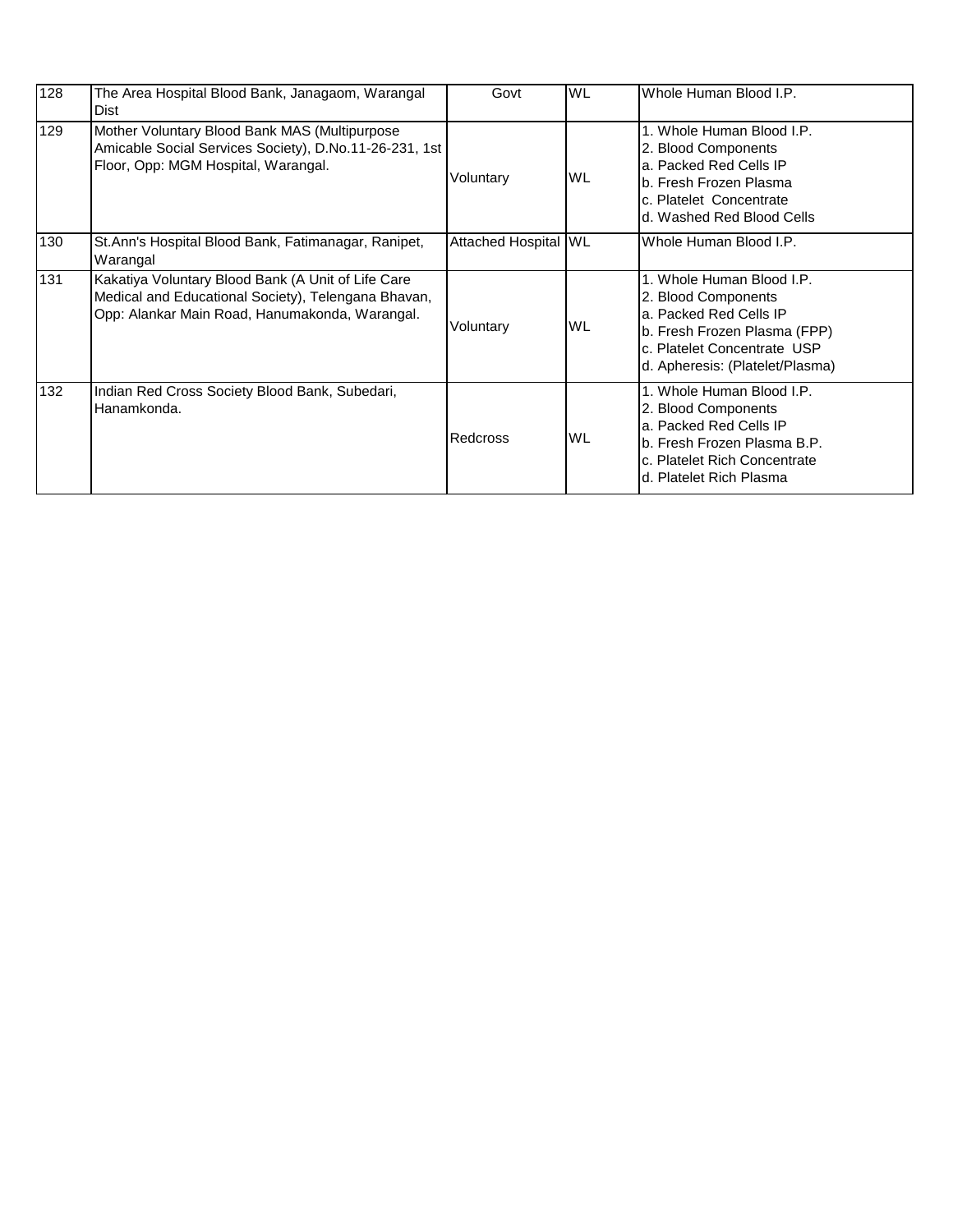| | | | | |
|---|---|---|---|---|
| 128 | The Area Hospital Blood Bank, Janagaom, Warangal Dist | Govt | WL | Whole Human Blood I.P. |
| 129 | Mother Voluntary Blood Bank MAS (Multipurpose Amicable Social Services Society), D.No.11-26-231, 1st Floor, Opp: MGM Hospital, Warangal. | Voluntary | WL | 1. Whole Human Blood I.P.<br>2. Blood Components<br>a. Packed Red Cells IP<br>b. Fresh Frozen Plasma<br>c. Platelet Concentrate<br>d. Washed Red Blood Cells |
| 130 | St.Ann's Hospital Blood Bank, Fatimanagar, Ranipet, Warangal | Attached Hospital | WL | Whole Human Blood I.P. |
| 131 | Kakatiya Voluntary Blood Bank (A Unit of Life Care Medical and Educational Society), Telengana Bhavan, Opp: Alankar Main Road, Hanumakonda, Warangal. | Voluntary | WL | 1. Whole Human Blood I.P.<br>2. Blood Components<br>a. Packed Red Cells IP<br>b. Fresh Frozen Plasma (FPP)<br>c. Platelet Concentrate USP<br>d. Apheresis: (Platelet/Plasma) |
| 132 | Indian Red Cross Society Blood Bank, Subedari, Hanamkonda. | Redcross | WL | 1. Whole Human Blood I.P.<br>2. Blood Components<br>a. Packed Red Cells IP<br>b. Fresh Frozen Plasma B.P.<br>c. Platelet Rich Concentrate<br>d. Platelet Rich Plasma |